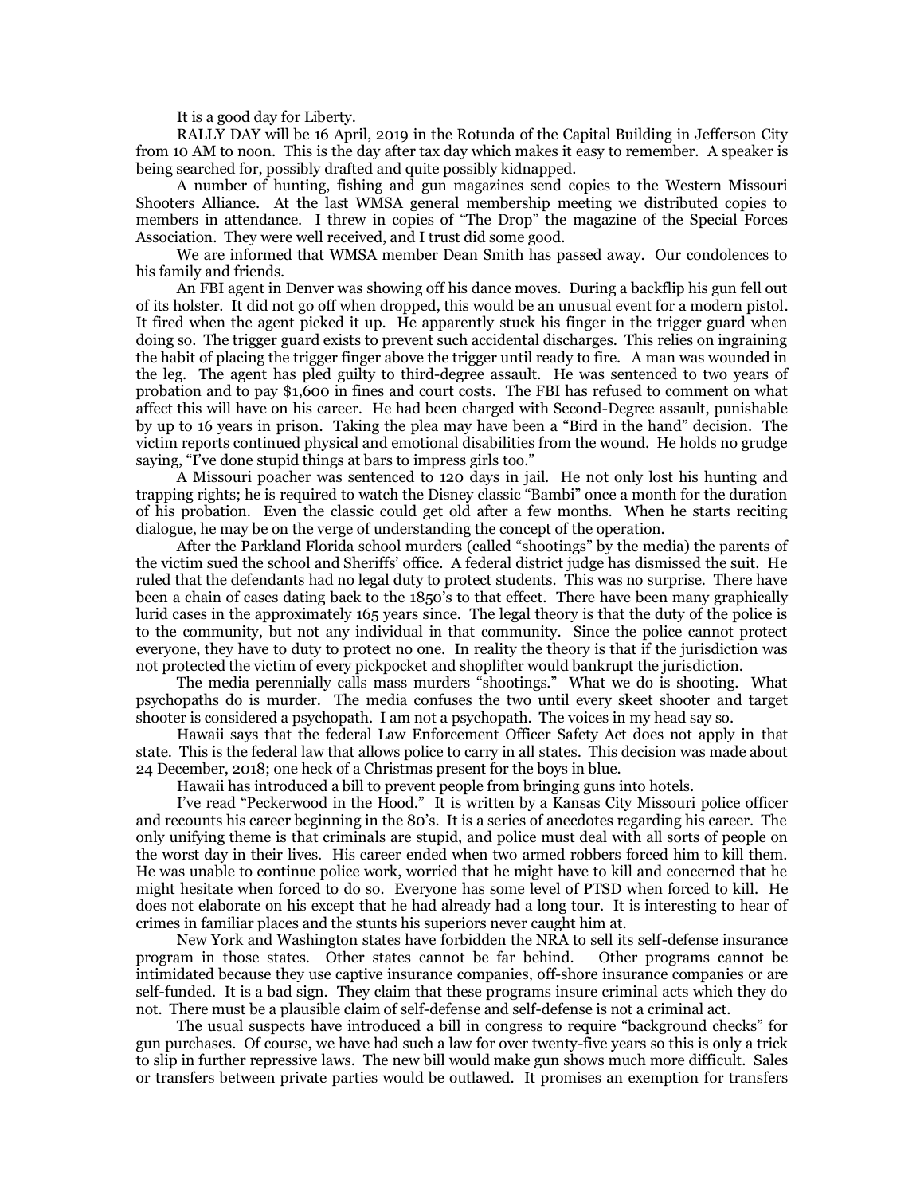It is a good day for Liberty.

RALLY DAY will be 16 April, 2019 in the Rotunda of the Capital Building in Jefferson City from 10 AM to noon. This is the day after tax day which makes it easy to remember. A speaker is being searched for, possibly drafted and quite possibly kidnapped.

A number of hunting, fishing and gun magazines send copies to the Western Missouri Shooters Alliance. At the last WMSA general membership meeting we distributed copies to members in attendance. I threw in copies of "The Drop" the magazine of the Special Forces Association. They were well received, and I trust did some good.

We are informed that WMSA member Dean Smith has passed away. Our condolences to his family and friends.

An FBI agent in Denver was showing off his dance moves. During a backflip his gun fell out of its holster. It did not go off when dropped, this would be an unusual event for a modern pistol. It fired when the agent picked it up. He apparently stuck his finger in the trigger guard when doing so. The trigger guard exists to prevent such accidental discharges. This relies on ingraining the habit of placing the trigger finger above the trigger until ready to fire. A man was wounded in the leg. The agent has pled guilty to third-degree assault. He was sentenced to two years of probation and to pay $1,600 in fines and court costs. The FBI has refused to comment on what affect this will have on his career. He had been charged with Second-Degree assault, punishable by up to 16 years in prison. Taking the plea may have been a "Bird in the hand" decision. The victim reports continued physical and emotional disabilities from the wound. He holds no grudge saying, "I've done stupid things at bars to impress girls too."

A Missouri poacher was sentenced to 120 days in jail. He not only lost his hunting and trapping rights; he is required to watch the Disney classic "Bambi" once a month for the duration of his probation. Even the classic could get old after a few months. When he starts reciting dialogue, he may be on the verge of understanding the concept of the operation.

After the Parkland Florida school murders (called "shootings" by the media) the parents of the victim sued the school and Sheriffs' office. A federal district judge has dismissed the suit. He ruled that the defendants had no legal duty to protect students. This was no surprise. There have been a chain of cases dating back to the 1850's to that effect. There have been many graphically lurid cases in the approximately 165 years since. The legal theory is that the duty of the police is to the community, but not any individual in that community. Since the police cannot protect everyone, they have to duty to protect no one. In reality the theory is that if the jurisdiction was not protected the victim of every pickpocket and shoplifter would bankrupt the jurisdiction.

The media perennially calls mass murders "shootings." What we do is shooting. What psychopaths do is murder. The media confuses the two until every skeet shooter and target shooter is considered a psychopath. I am not a psychopath. The voices in my head say so.

Hawaii says that the federal Law Enforcement Officer Safety Act does not apply in that state. This is the federal law that allows police to carry in all states. This decision was made about 24 December, 2018; one heck of a Christmas present for the boys in blue.

Hawaii has introduced a bill to prevent people from bringing guns into hotels.

I've read "Peckerwood in the Hood." It is written by a Kansas City Missouri police officer and recounts his career beginning in the 80's. It is a series of anecdotes regarding his career. The only unifying theme is that criminals are stupid, and police must deal with all sorts of people on the worst day in their lives. His career ended when two armed robbers forced him to kill them. He was unable to continue police work, worried that he might have to kill and concerned that he might hesitate when forced to do so. Everyone has some level of PTSD when forced to kill. He does not elaborate on his except that he had already had a long tour. It is interesting to hear of crimes in familiar places and the stunts his superiors never caught him at.

New York and Washington states have forbidden the NRA to sell its self-defense insurance program in those states. Other states cannot be far behind. Other programs cannot be intimidated because they use captive insurance companies, off-shore insurance companies or are self-funded. It is a bad sign. They claim that these programs insure criminal acts which they do not. There must be a plausible claim of self-defense and self-defense is not a criminal act.

The usual suspects have introduced a bill in congress to require "background checks" for gun purchases. Of course, we have had such a law for over twenty-five years so this is only a trick to slip in further repressive laws. The new bill would make gun shows much more difficult. Sales or transfers between private parties would be outlawed. It promises an exemption for transfers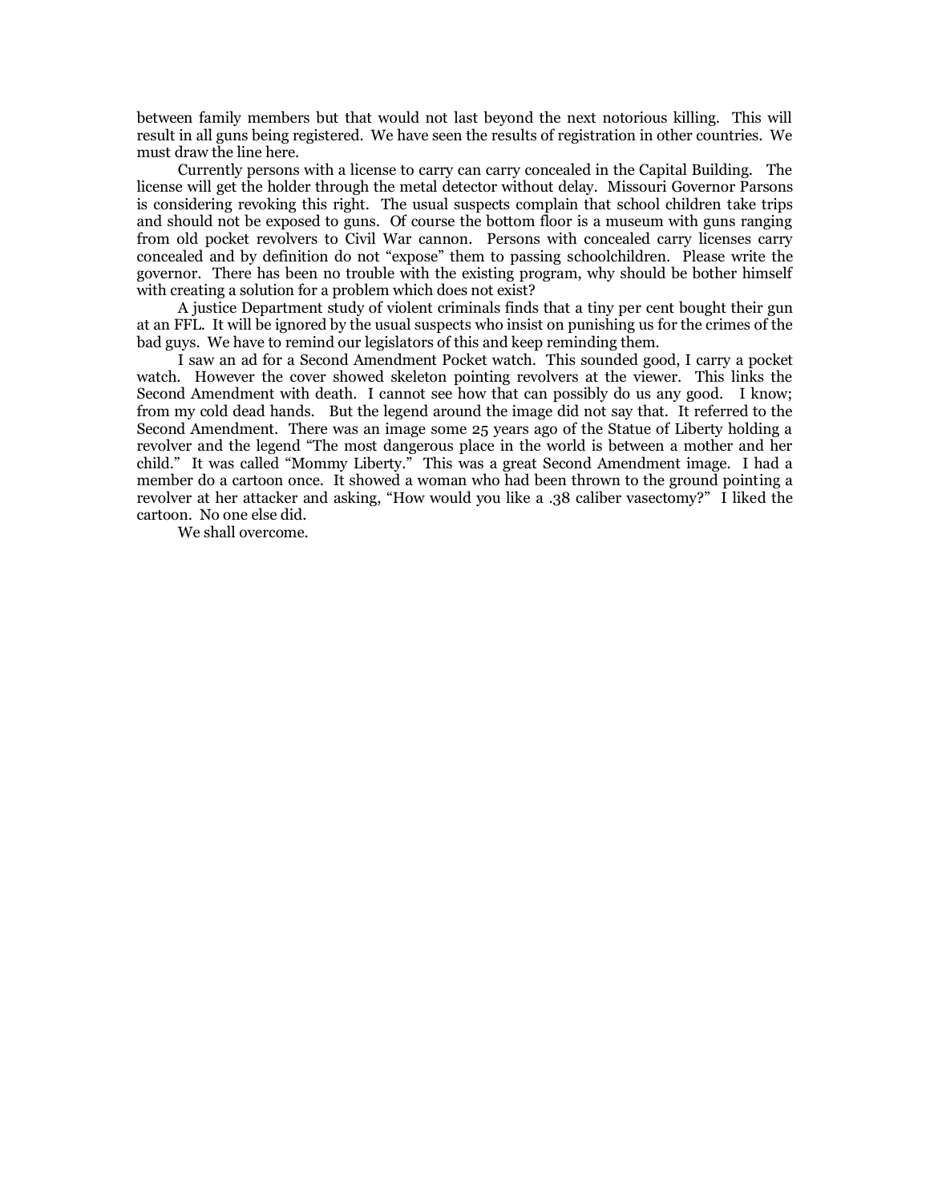between family members but that would not last beyond the next notorious killing. This will result in all guns being registered. We have seen the results of registration in other countries. We must draw the line here.

Currently persons with a license to carry can carry concealed in the Capital Building. The license will get the holder through the metal detector without delay. Missouri Governor Parsons is considering revoking this right. The usual suspects complain that school children take trips and should not be exposed to guns. Of course the bottom floor is a museum with guns ranging from old pocket revolvers to Civil War cannon. Persons with concealed carry licenses carry concealed and by definition do not "expose" them to passing schoolchildren. Please write the governor. There has been no trouble with the existing program, why should be bother himself with creating a solution for a problem which does not exist?

A justice Department study of violent criminals finds that a tiny per cent bought their gun at an FFL. It will be ignored by the usual suspects who insist on punishing us for the crimes of the bad guys. We have to remind our legislators of this and keep reminding them.

I saw an ad for a Second Amendment Pocket watch. This sounded good, I carry a pocket watch. However the cover showed skeleton pointing revolvers at the viewer. This links the Second Amendment with death. I cannot see how that can possibly do us any good. I know; from my cold dead hands. But the legend around the image did not say that. It referred to the Second Amendment. There was an image some 25 years ago of the Statue of Liberty holding a revolver and the legend "The most dangerous place in the world is between a mother and her child." It was called "Mommy Liberty." This was a great Second Amendment image. I had a member do a cartoon once. It showed a woman who had been thrown to the ground pointing a revolver at her attacker and asking, "How would you like a .38 caliber vasectomy?" I liked the cartoon. No one else did.

We shall overcome.